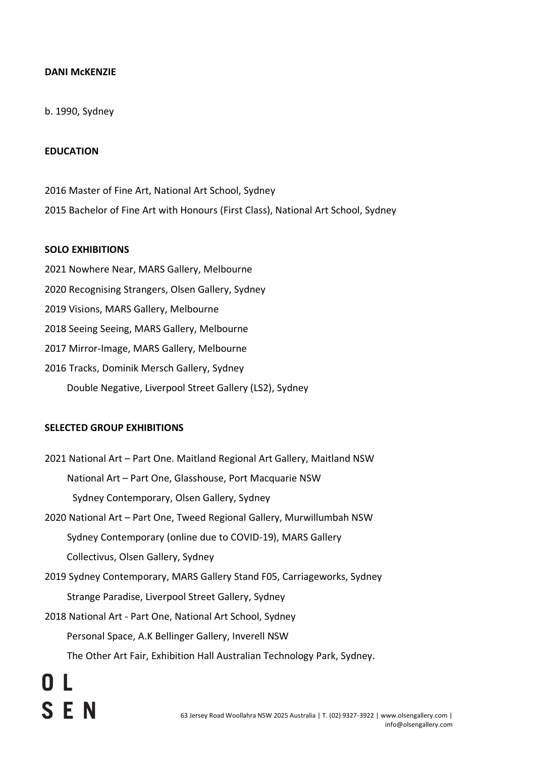**DANI McKENZIE**

b. 1990, Sydney

**EDUCATION**

2016 Master of Fine Art, National Art School, Sydney

2015 Bachelor of Fine Art with Honours (First Class), National Art School, Sydney

**SOLO EXHIBITIONS**

2021 Nowhere Near, MARS Gallery, Melbourne

2020 Recognising Strangers, Olsen Gallery, Sydney

2019 Visions, MARS Gallery, Melbourne

2018 Seeing Seeing, MARS Gallery, Melbourne

2017 Mirror-Image, MARS Gallery, Melbourne

2016 Tracks, Dominik Mersch Gallery, Sydney

Double Negative, Liverpool Street Gallery (LS2), Sydney

**SELECTED GROUP EXHIBITIONS**

2021 National Art – Part One. Maitland Regional Art Gallery, Maitland NSW

National Art – Part One, Glasshouse, Port Macquarie NSW

Sydney Contemporary, Olsen Gallery, Sydney

2020 National Art – Part One, Tweed Regional Gallery, Murwillumbah NSW

Sydney Contemporary (online due to COVID-19), MARS Gallery

Collectivus, Olsen Gallery, Sydney

2019 Sydney Contemporary, MARS Gallery Stand F05, Carriageworks, Sydney

Strange Paradise, Liverpool Street Gallery, Sydney

2018 National Art - Part One, National Art School, Sydney

Personal Space, A.K Bellinger Gallery, Inverell NSW

The Other Art Fair, Exhibition Hall Australian Technology Park, Sydney.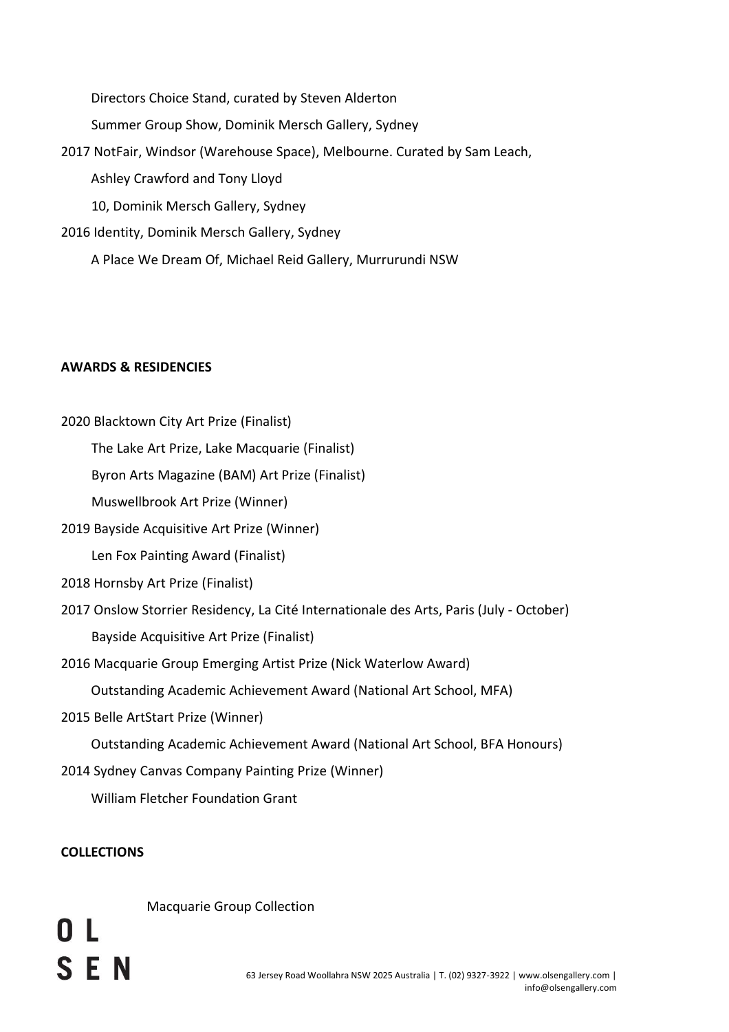Directors Choice Stand, curated by Steven Alderton

Summer Group Show, Dominik Mersch Gallery, Sydney

2017 NotFair, Windsor (Warehouse Space), Melbourne. Curated by Sam Leach, Ashley Crawford and Tony Lloyd

10, Dominik Mersch Gallery, Sydney

2016 Identity, Dominik Mersch Gallery, Sydney

A Place We Dream Of, Michael Reid Gallery, Murrurundi NSW

**AWARDS & RESIDENCIES**

2020 Blacktown City Art Prize (Finalist)

The Lake Art Prize, Lake Macquarie (Finalist)

Byron Arts Magazine (BAM) Art Prize (Finalist)

Muswellbrook Art Prize (Winner)

2019 Bayside Acquisitive Art Prize (Winner)

Len Fox Painting Award (Finalist)

2018 Hornsby Art Prize (Finalist)

2017 Onslow Storrier Residency, La Cité Internationale des Arts, Paris (July - October)

Bayside Acquisitive Art Prize (Finalist)

2016 Macquarie Group Emerging Artist Prize (Nick Waterlow Award)

Outstanding Academic Achievement Award (National Art School, MFA)

2015 Belle ArtStart Prize (Winner)

Outstanding Academic Achievement Award (National Art School, BFA Honours)

2014 Sydney Canvas Company Painting Prize (Winner)

William Fletcher Foundation Grant

**COLLECTIONS**

Macquarie Group Collection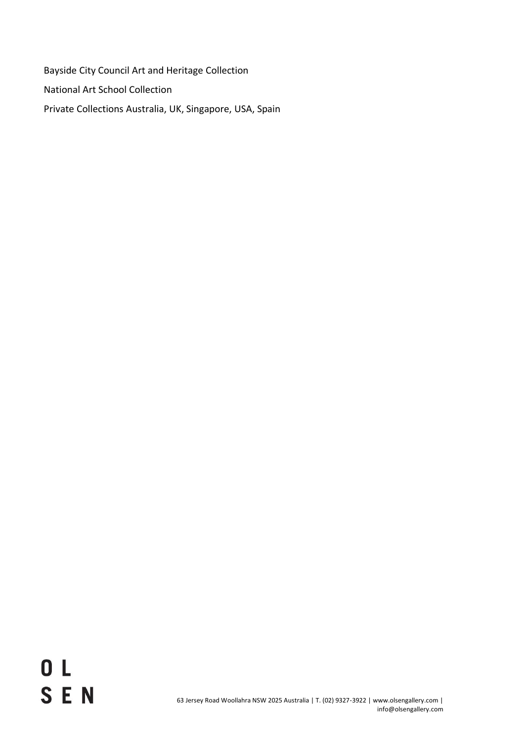Bayside City Council Art and Heritage Collection

National Art School Collection

Private Collections Australia, UK, Singapore, USA, Spain